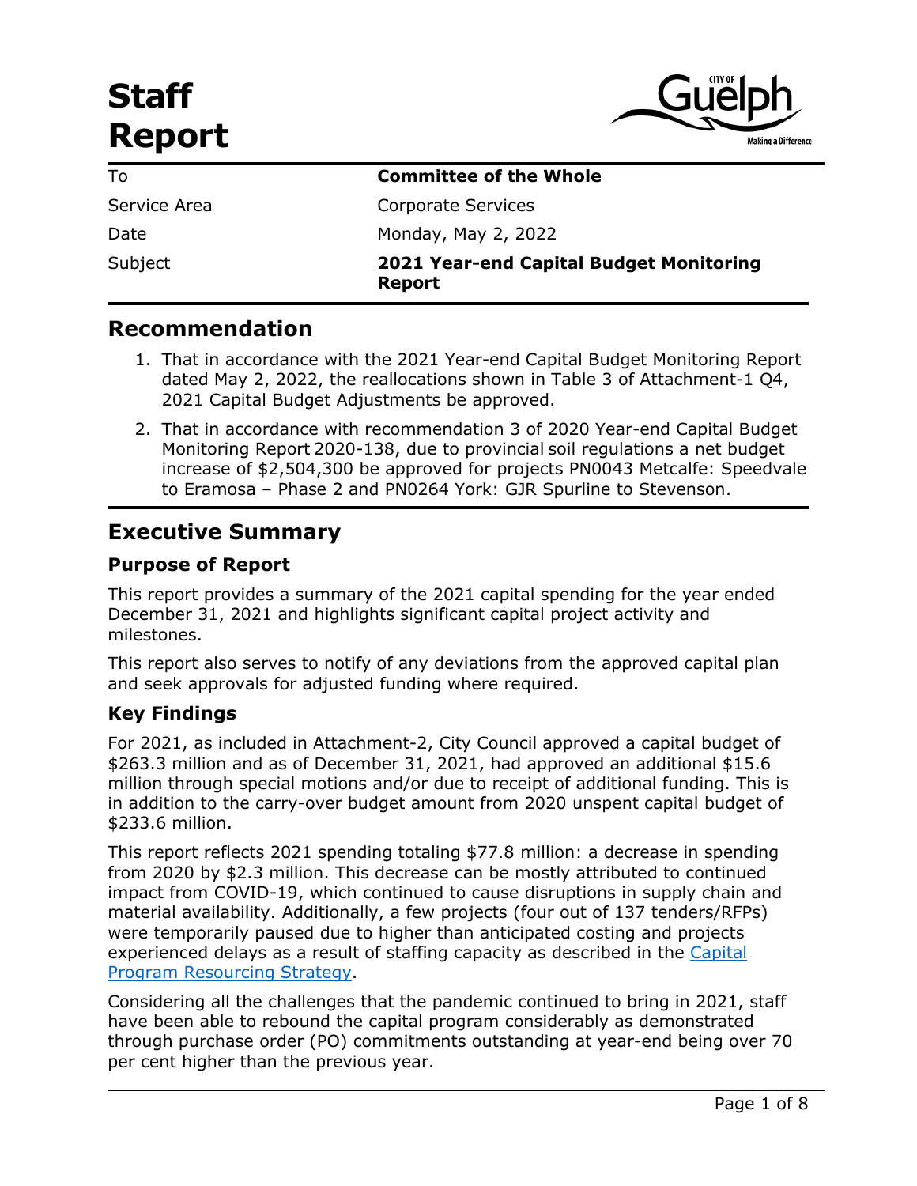# Staff Report

| To | **Committee of the Whole** |
|---|---|
| Service Area | Corporate Services |
| Date | Monday, May 2, 2022 |
| Subject | **2021 Year-end Capital Budget Monitoring Report** |

## Recommendation

1. That in accordance with the 2021 Year-end Capital Budget Monitoring Report dated May 2, 2022, the reallocations shown in Table 3 of Attachment-1 Q4, 2021 Capital Budget Adjustments be approved.
2. That in accordance with recommendation 3 of 2020 Year-end Capital Budget Monitoring Report 2020-138, due to provincial soil regulations a net budget increase of $2,504,300 be approved for projects PN0043 Metcalfe: Speedvale to Eramosa – Phase 2 and PN0264 York: GJR Spurline to Stevenson.

## Executive Summary

### Purpose of Report

This report provides a summary of the 2021 capital spending for the year ended December 31, 2021 and highlights significant capital project activity and milestones.

This report also serves to notify of any deviations from the approved capital plan and seek approvals for adjusted funding where required.

### Key Findings

For 2021, as included in Attachment-2, City Council approved a capital budget of $263.3 million and as of December 31, 2021, had approved an additional $15.6 million through special motions and/or due to receipt of additional funding. This is in addition to the carry-over budget amount from 2020 unspent capital budget of $233.6 million.

This report reflects 2021 spending totaling $77.8 million: a decrease in spending from 2020 by $2.3 million. This decrease can be mostly attributed to continued impact from COVID-19, which continued to cause disruptions in supply chain and material availability. Additionally, a few projects (four out of 137 tenders/RFPs) were temporarily paused due to higher than anticipated costing and projects experienced delays as a result of staffing capacity as described in the Capital Program Resourcing Strategy.

Considering all the challenges that the pandemic continued to bring in 2021, staff have been able to rebound the capital program considerably as demonstrated through purchase order (PO) commitments outstanding at year-end being over 70 per cent higher than the previous year.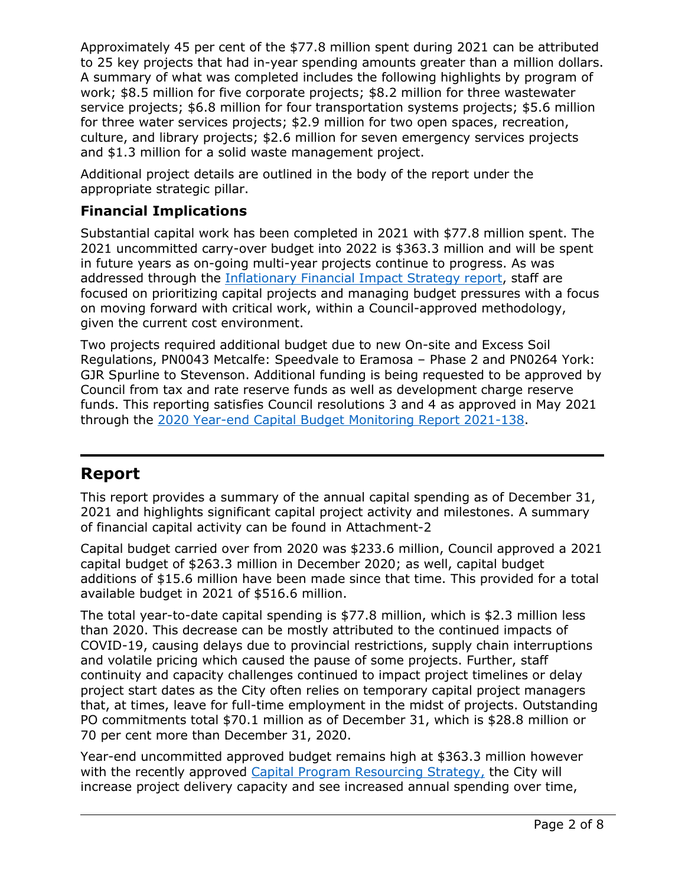Approximately 45 per cent of the $77.8 million spent during 2021 can be attributed to 25 key projects that had in-year spending amounts greater than a million dollars. A summary of what was completed includes the following highlights by program of work; $8.5 million for five corporate projects; $8.2 million for three wastewater service projects; $6.8 million for four transportation systems projects; $5.6 million for three water services projects; $2.9 million for two open spaces, recreation, culture, and library projects; $2.6 million for seven emergency services projects and $1.3 million for a solid waste management project.

Additional project details are outlined in the body of the report under the appropriate strategic pillar.

### Financial Implications

Substantial capital work has been completed in 2021 with $77.8 million spent. The 2021 uncommitted carry-over budget into 2022 is $363.3 million and will be spent in future years as on-going multi-year projects continue to progress. As was addressed through the Inflationary Financial Impact Strategy report, staff are focused on prioritizing capital projects and managing budget pressures with a focus on moving forward with critical work, within a Council-approved methodology, given the current cost environment.

Two projects required additional budget due to new On-site and Excess Soil Regulations, PN0043 Metcalfe: Speedvale to Eramosa – Phase 2 and PN0264 York: GJR Spurline to Stevenson. Additional funding is being requested to be approved by Council from tax and rate reserve funds as well as development charge reserve funds. This reporting satisfies Council resolutions 3 and 4 as approved in May 2021 through the 2020 Year-end Capital Budget Monitoring Report 2021-138.

## Report

This report provides a summary of the annual capital spending as of December 31, 2021 and highlights significant capital project activity and milestones. A summary of financial capital activity can be found in Attachment-2

Capital budget carried over from 2020 was $233.6 million, Council approved a 2021 capital budget of $263.3 million in December 2020; as well, capital budget additions of $15.6 million have been made since that time. This provided for a total available budget in 2021 of $516.6 million.

The total year-to-date capital spending is $77.8 million, which is $2.3 million less than 2020. This decrease can be mostly attributed to the continued impacts of COVID-19, causing delays due to provincial restrictions, supply chain interruptions and volatile pricing which caused the pause of some projects. Further, staff continuity and capacity challenges continued to impact project timelines or delay project start dates as the City often relies on temporary capital project managers that, at times, leave for full-time employment in the midst of projects. Outstanding PO commitments total $70.1 million as of December 31, which is $28.8 million or 70 per cent more than December 31, 2020.

Year-end uncommitted approved budget remains high at $363.3 million however with the recently approved Capital Program Resourcing Strategy, the City will increase project delivery capacity and see increased annual spending over time,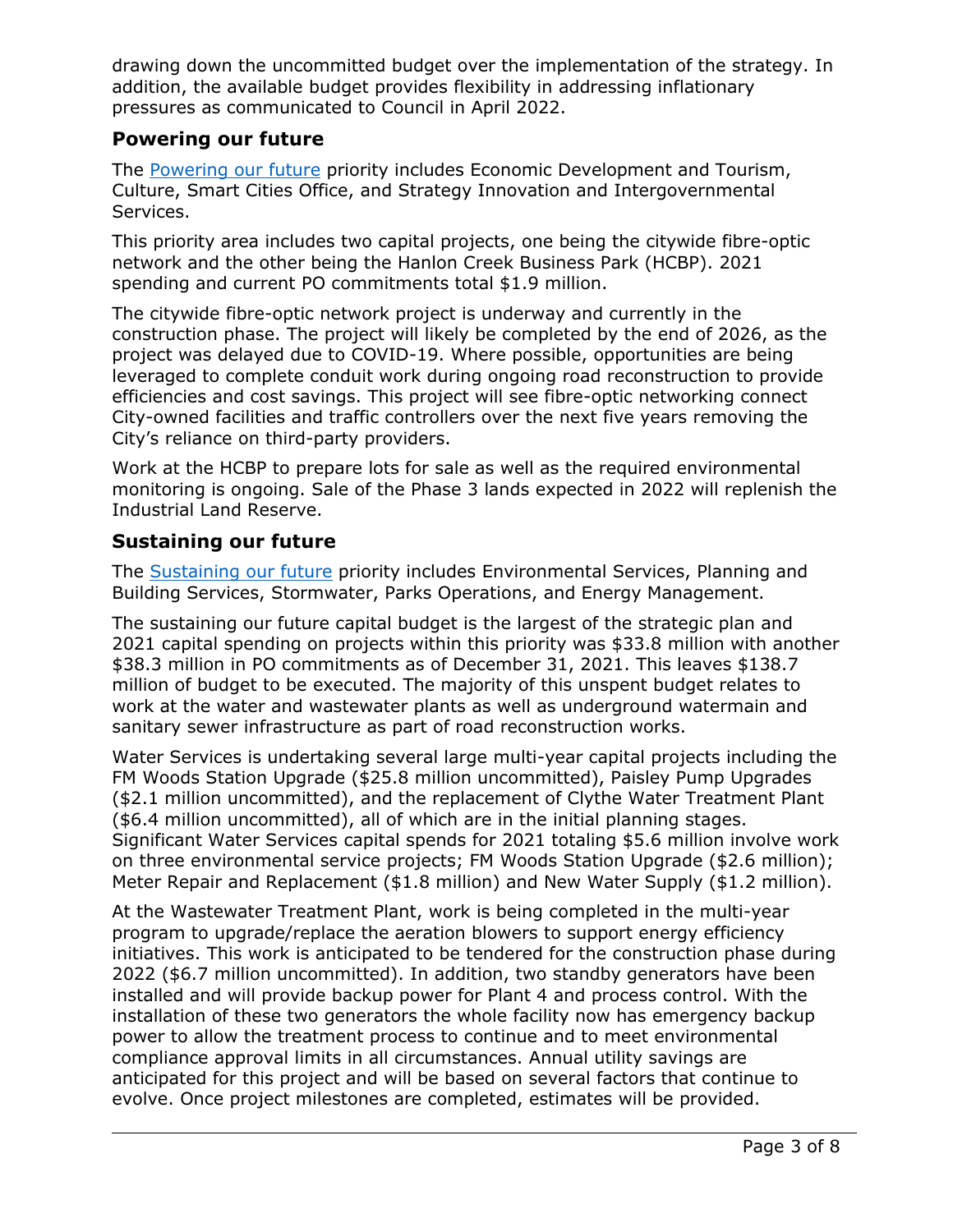drawing down the uncommitted budget over the implementation of the strategy. In addition, the available budget provides flexibility in addressing inflationary pressures as communicated to Council in April 2022.

## Powering our future

The [Powering our future](#) priority includes Economic Development and Tourism, Culture, Smart Cities Office, and Strategy Innovation and Intergovernmental Services.

This priority area includes two capital projects, one being the citywide fibre-optic network and the other being the Hanlon Creek Business Park (HCBP). 2021 spending and current PO commitments total $1.9 million.

The citywide fibre-optic network project is underway and currently in the construction phase. The project will likely be completed by the end of 2026, as the project was delayed due to COVID-19. Where possible, opportunities are being leveraged to complete conduit work during ongoing road reconstruction to provide efficiencies and cost savings. This project will see fibre-optic networking connect City-owned facilities and traffic controllers over the next five years removing the City's reliance on third-party providers.

Work at the HCBP to prepare lots for sale as well as the required environmental monitoring is ongoing. Sale of the Phase 3 lands expected in 2022 will replenish the Industrial Land Reserve.

## Sustaining our future

The [Sustaining our future](#) priority includes Environmental Services, Planning and Building Services, Stormwater, Parks Operations, and Energy Management.

The sustaining our future capital budget is the largest of the strategic plan and 2021 capital spending on projects within this priority was $33.8 million with another $38.3 million in PO commitments as of December 31, 2021. This leaves $138.7 million of budget to be executed. The majority of this unspent budget relates to work at the water and wastewater plants as well as underground watermain and sanitary sewer infrastructure as part of road reconstruction works.

Water Services is undertaking several large multi-year capital projects including the FM Woods Station Upgrade ($25.8 million uncommitted), Paisley Pump Upgrades ($2.1 million uncommitted), and the replacement of Clythe Water Treatment Plant ($6.4 million uncommitted), all of which are in the initial planning stages. Significant Water Services capital spends for 2021 totaling $5.6 million involve work on three environmental service projects; FM Woods Station Upgrade ($2.6 million); Meter Repair and Replacement ($1.8 million) and New Water Supply ($1.2 million).

At the Wastewater Treatment Plant, work is being completed in the multi-year program to upgrade/replace the aeration blowers to support energy efficiency initiatives. This work is anticipated to be tendered for the construction phase during 2022 ($6.7 million uncommitted). In addition, two standby generators have been installed and will provide backup power for Plant 4 and process control. With the installation of these two generators the whole facility now has emergency backup power to allow the treatment process to continue and to meet environmental compliance approval limits in all circumstances. Annual utility savings are anticipated for this project and will be based on several factors that continue to evolve. Once project milestones are completed, estimates will be provided.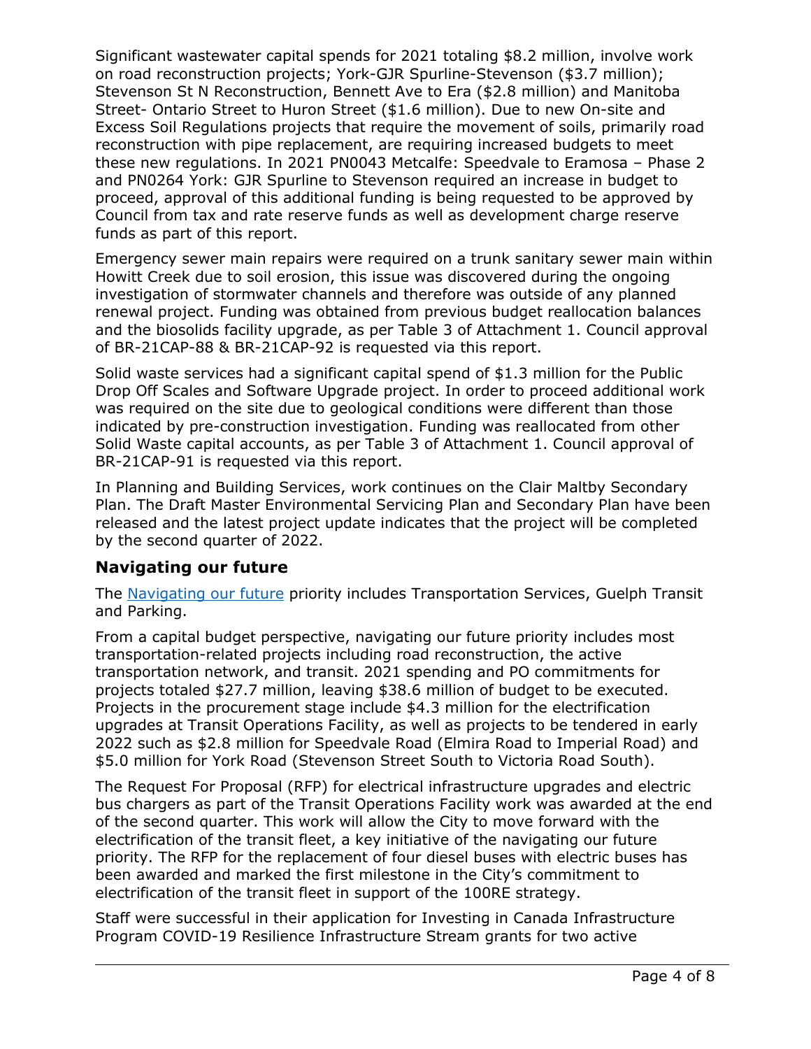Significant wastewater capital spends for 2021 totaling $8.2 million, involve work on road reconstruction projects; York-GJR Spurline-Stevenson ($3.7 million); Stevenson St N Reconstruction, Bennett Ave to Era ($2.8 million) and Manitoba Street- Ontario Street to Huron Street ($1.6 million). Due to new On-site and Excess Soil Regulations projects that require the movement of soils, primarily road reconstruction with pipe replacement, are requiring increased budgets to meet these new regulations. In 2021 PN0043 Metcalfe: Speedvale to Eramosa – Phase 2 and PN0264 York: GJR Spurline to Stevenson required an increase in budget to proceed, approval of this additional funding is being requested to be approved by Council from tax and rate reserve funds as well as development charge reserve funds as part of this report.

Emergency sewer main repairs were required on a trunk sanitary sewer main within Howitt Creek due to soil erosion, this issue was discovered during the ongoing investigation of stormwater channels and therefore was outside of any planned renewal project. Funding was obtained from previous budget reallocation balances and the biosolids facility upgrade, as per Table 3 of Attachment 1. Council approval of BR-21CAP-88 & BR-21CAP-92 is requested via this report.

Solid waste services had a significant capital spend of $1.3 million for the Public Drop Off Scales and Software Upgrade project. In order to proceed additional work was required on the site due to geological conditions were different than those indicated by pre-construction investigation. Funding was reallocated from other Solid Waste capital accounts, as per Table 3 of Attachment 1. Council approval of BR-21CAP-91 is requested via this report.

In Planning and Building Services, work continues on the Clair Maltby Secondary Plan. The Draft Master Environmental Servicing Plan and Secondary Plan have been released and the latest project update indicates that the project will be completed by the second quarter of 2022.

## Navigating our future

The Navigating our future priority includes Transportation Services, Guelph Transit and Parking.

From a capital budget perspective, navigating our future priority includes most transportation-related projects including road reconstruction, the active transportation network, and transit. 2021 spending and PO commitments for projects totaled $27.7 million, leaving $38.6 million of budget to be executed. Projects in the procurement stage include $4.3 million for the electrification upgrades at Transit Operations Facility, as well as projects to be tendered in early 2022 such as $2.8 million for Speedvale Road (Elmira Road to Imperial Road) and $5.0 million for York Road (Stevenson Street South to Victoria Road South).

The Request For Proposal (RFP) for electrical infrastructure upgrades and electric bus chargers as part of the Transit Operations Facility work was awarded at the end of the second quarter. This work will allow the City to move forward with the electrification of the transit fleet, a key initiative of the navigating our future priority. The RFP for the replacement of four diesel buses with electric buses has been awarded and marked the first milestone in the City's commitment to electrification of the transit fleet in support of the 100RE strategy.

Staff were successful in their application for Investing in Canada Infrastructure Program COVID-19 Resilience Infrastructure Stream grants for two active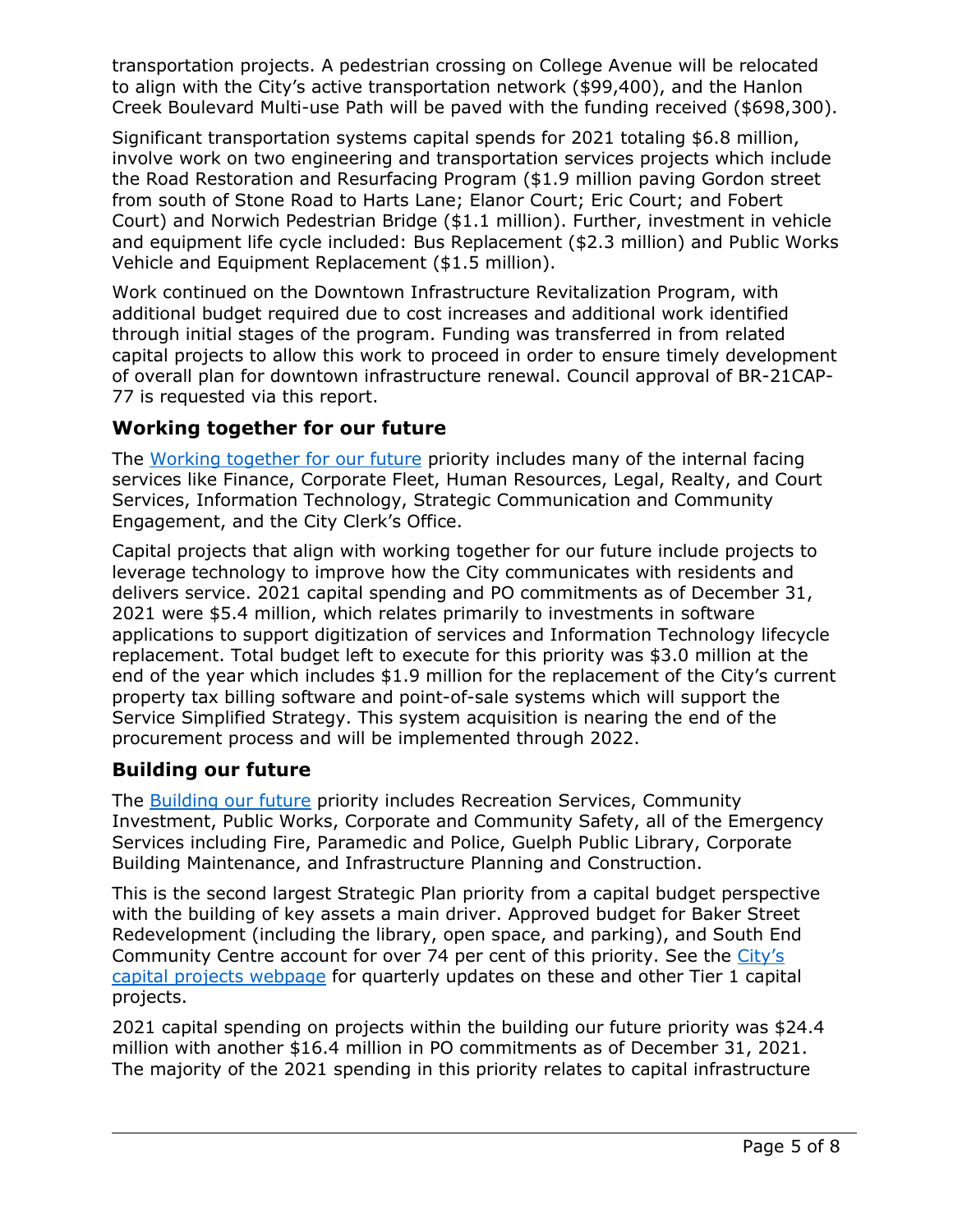transportation projects. A pedestrian crossing on College Avenue will be relocated to align with the City's active transportation network ($99,400), and the Hanlon Creek Boulevard Multi-use Path will be paved with the funding received ($698,300).

Significant transportation systems capital spends for 2021 totaling $6.8 million, involve work on two engineering and transportation services projects which include the Road Restoration and Resurfacing Program ($1.9 million paving Gordon street from south of Stone Road to Harts Lane; Elanor Court; Eric Court; and Fobert Court) and Norwich Pedestrian Bridge ($1.1 million). Further, investment in vehicle and equipment life cycle included: Bus Replacement ($2.3 million) and Public Works Vehicle and Equipment Replacement ($1.5 million).

Work continued on the Downtown Infrastructure Revitalization Program, with additional budget required due to cost increases and additional work identified through initial stages of the program. Funding was transferred in from related capital projects to allow this work to proceed in order to ensure timely development of overall plan for downtown infrastructure renewal. Council approval of BR-21CAP-77 is requested via this report.

## Working together for our future

The Working together for our future priority includes many of the internal facing services like Finance, Corporate Fleet, Human Resources, Legal, Realty, and Court Services, Information Technology, Strategic Communication and Community Engagement, and the City Clerk's Office.

Capital projects that align with working together for our future include projects to leverage technology to improve how the City communicates with residents and delivers service. 2021 capital spending and PO commitments as of December 31, 2021 were $5.4 million, which relates primarily to investments in software applications to support digitization of services and Information Technology lifecycle replacement. Total budget left to execute for this priority was $3.0 million at the end of the year which includes $1.9 million for the replacement of the City's current property tax billing software and point-of-sale systems which will support the Service Simplified Strategy. This system acquisition is nearing the end of the procurement process and will be implemented through 2022.

## Building our future

The Building our future priority includes Recreation Services, Community Investment, Public Works, Corporate and Community Safety, all of the Emergency Services including Fire, Paramedic and Police, Guelph Public Library, Corporate Building Maintenance, and Infrastructure Planning and Construction.

This is the second largest Strategic Plan priority from a capital budget perspective with the building of key assets a main driver. Approved budget for Baker Street Redevelopment (including the library, open space, and parking), and South End Community Centre account for over 74 per cent of this priority. See the City's capital projects webpage for quarterly updates on these and other Tier 1 capital projects.

2021 capital spending on projects within the building our future priority was $24.4 million with another $16.4 million in PO commitments as of December 31, 2021. The majority of the 2021 spending in this priority relates to capital infrastructure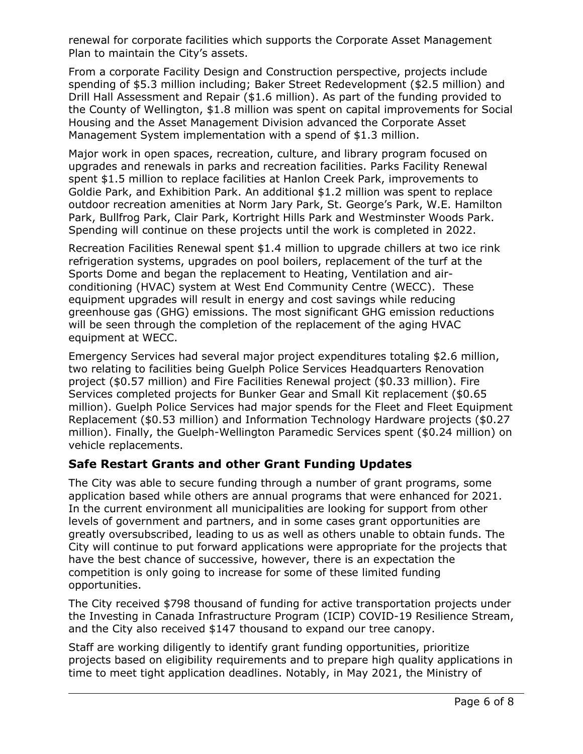renewal for corporate facilities which supports the Corporate Asset Management Plan to maintain the City's assets.

From a corporate Facility Design and Construction perspective, projects include spending of $5.3 million including; Baker Street Redevelopment ($2.5 million) and Drill Hall Assessment and Repair ($1.6 million). As part of the funding provided to the County of Wellington, $1.8 million was spent on capital improvements for Social Housing and the Asset Management Division advanced the Corporate Asset Management System implementation with a spend of $1.3 million.

Major work in open spaces, recreation, culture, and library program focused on upgrades and renewals in parks and recreation facilities. Parks Facility Renewal spent $1.5 million to replace facilities at Hanlon Creek Park, improvements to Goldie Park, and Exhibition Park. An additional $1.2 million was spent to replace outdoor recreation amenities at Norm Jary Park, St. George's Park, W.E. Hamilton Park, Bullfrog Park, Clair Park, Kortright Hills Park and Westminster Woods Park. Spending will continue on these projects until the work is completed in 2022.

Recreation Facilities Renewal spent $1.4 million to upgrade chillers at two ice rink refrigeration systems, upgrades on pool boilers, replacement of the turf at the Sports Dome and began the replacement to Heating, Ventilation and air-conditioning (HVAC) system at West End Community Centre (WECC). These equipment upgrades will result in energy and cost savings while reducing greenhouse gas (GHG) emissions. The most significant GHG emission reductions will be seen through the completion of the replacement of the aging HVAC equipment at WECC.

Emergency Services had several major project expenditures totaling $2.6 million, two relating to facilities being Guelph Police Services Headquarters Renovation project ($0.57 million) and Fire Facilities Renewal project ($0.33 million). Fire Services completed projects for Bunker Gear and Small Kit replacement ($0.65 million). Guelph Police Services had major spends for the Fleet and Fleet Equipment Replacement ($0.53 million) and Information Technology Hardware projects ($0.27 million). Finally, the Guelph-Wellington Paramedic Services spent ($0.24 million) on vehicle replacements.

## Safe Restart Grants and other Grant Funding Updates

The City was able to secure funding through a number of grant programs, some application based while others are annual programs that were enhanced for 2021. In the current environment all municipalities are looking for support from other levels of government and partners, and in some cases grant opportunities are greatly oversubscribed, leading to us as well as others unable to obtain funds. The City will continue to put forward applications were appropriate for the projects that have the best chance of successive, however, there is an expectation the competition is only going to increase for some of these limited funding opportunities.

The City received $798 thousand of funding for active transportation projects under the Investing in Canada Infrastructure Program (ICIP) COVID-19 Resilience Stream, and the City also received $147 thousand to expand our tree canopy.

Staff are working diligently to identify grant funding opportunities, prioritize projects based on eligibility requirements and to prepare high quality applications in time to meet tight application deadlines. Notably, in May 2021, the Ministry of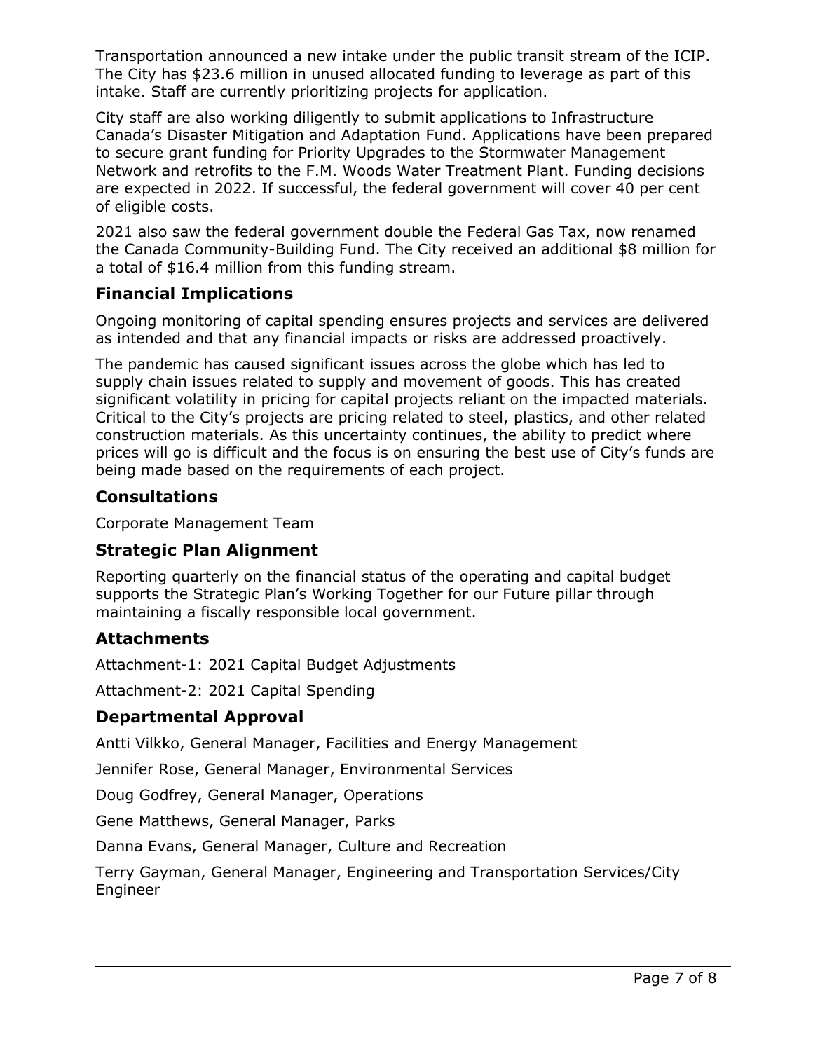Transportation announced a new intake under the public transit stream of the ICIP. The City has $23.6 million in unused allocated funding to leverage as part of this intake. Staff are currently prioritizing projects for application.

City staff are also working diligently to submit applications to Infrastructure Canada's Disaster Mitigation and Adaptation Fund. Applications have been prepared to secure grant funding for Priority Upgrades to the Stormwater Management Network and retrofits to the F.M. Woods Water Treatment Plant. Funding decisions are expected in 2022. If successful, the federal government will cover 40 per cent of eligible costs.

2021 also saw the federal government double the Federal Gas Tax, now renamed the Canada Community-Building Fund. The City received an additional $8 million for a total of $16.4 million from this funding stream.

## Financial Implications

Ongoing monitoring of capital spending ensures projects and services are delivered as intended and that any financial impacts or risks are addressed proactively.

The pandemic has caused significant issues across the globe which has led to supply chain issues related to supply and movement of goods. This has created significant volatility in pricing for capital projects reliant on the impacted materials. Critical to the City's projects are pricing related to steel, plastics, and other related construction materials. As this uncertainty continues, the ability to predict where prices will go is difficult and the focus is on ensuring the best use of City's funds are being made based on the requirements of each project.

## Consultations

Corporate Management Team

## Strategic Plan Alignment

Reporting quarterly on the financial status of the operating and capital budget supports the Strategic Plan's Working Together for our Future pillar through maintaining a fiscally responsible local government.

## Attachments

Attachment-1: 2021 Capital Budget Adjustments

Attachment-2: 2021 Capital Spending

## Departmental Approval

Antti Vilkko, General Manager, Facilities and Energy Management

Jennifer Rose, General Manager, Environmental Services

Doug Godfrey, General Manager, Operations

Gene Matthews, General Manager, Parks

Danna Evans, General Manager, Culture and Recreation

Terry Gayman, General Manager, Engineering and Transportation Services/City Engineer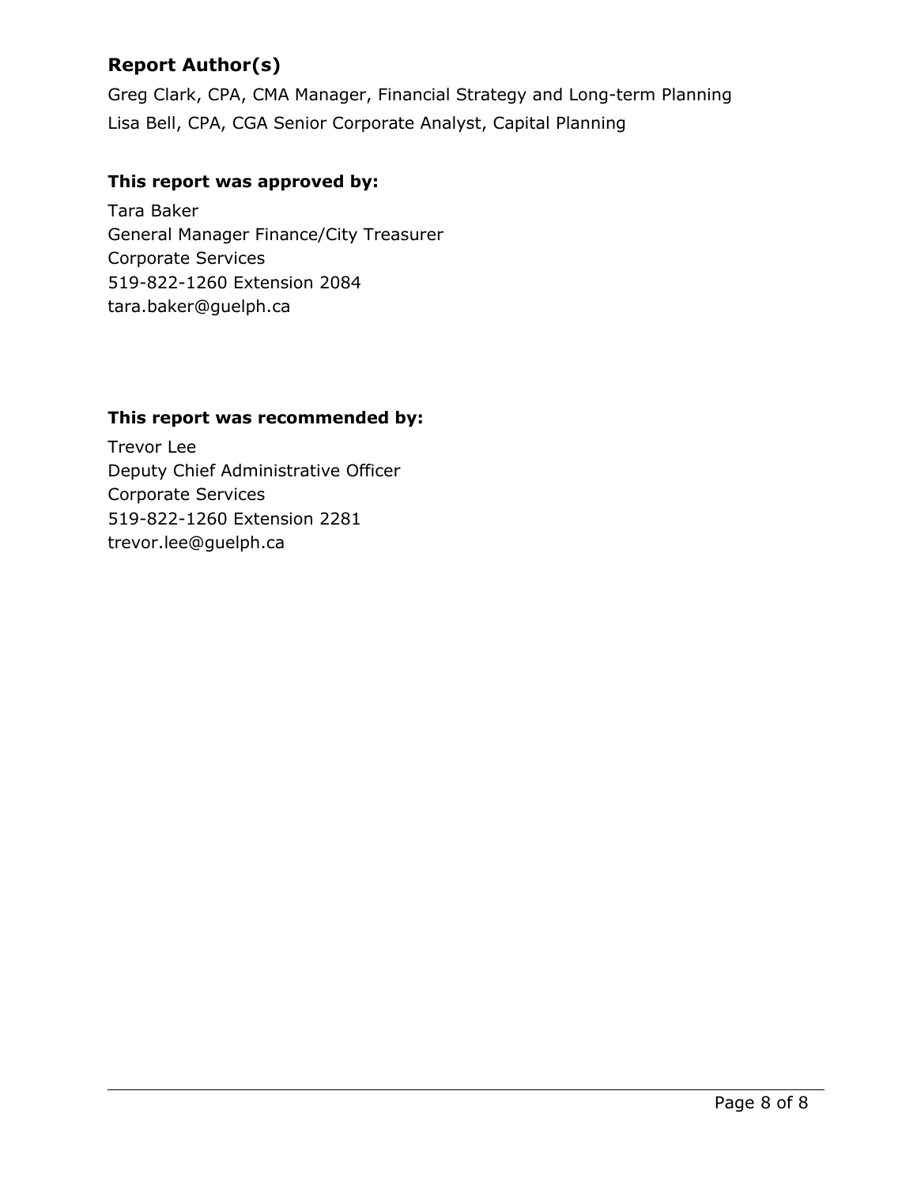## Report Author(s)

Greg Clark, CPA, CMA Manager, Financial Strategy and Long-term Planning
Lisa Bell, CPA, CGA Senior Corporate Analyst, Capital Planning

### This report was approved by:

Tara Baker
General Manager Finance/City Treasurer
Corporate Services
519-822-1260 Extension 2084
tara.baker@guelph.ca

### This report was recommended by:

Trevor Lee
Deputy Chief Administrative Officer
Corporate Services
519-822-1260 Extension 2281
trevor.lee@guelph.ca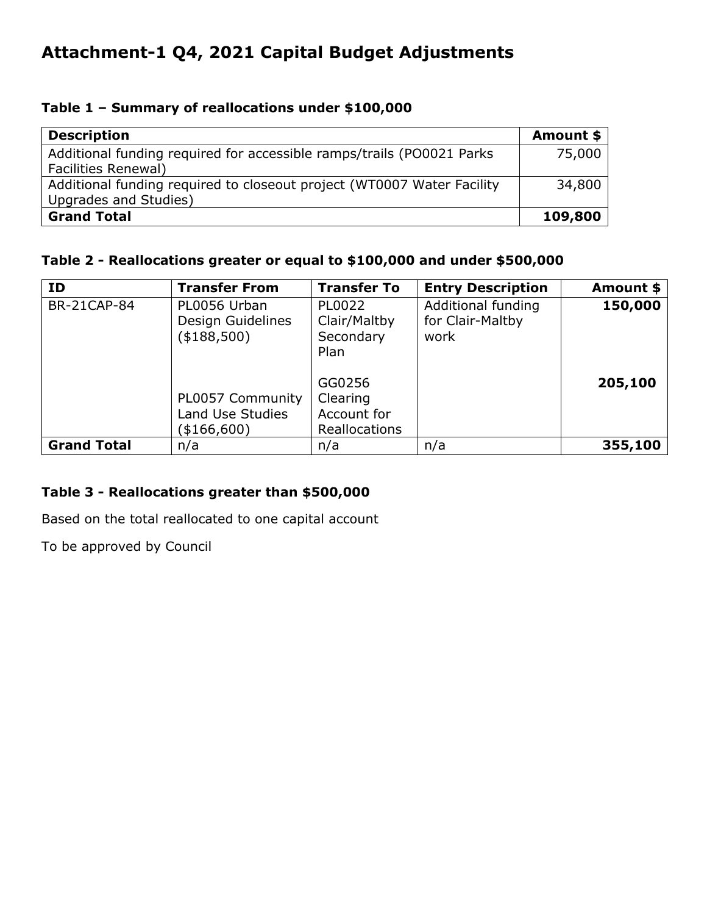# Attachment-1 Q4, 2021 Capital Budget Adjustments

### Table 1 – Summary of reallocations under $100,000

| Description | Amount $ |
|---|---:|
| Additional funding required for accessible ramps/trails (PO0021 Parks Facilities Renewal) | 75,000 |
| Additional funding required to closeout project (WT0007 Water Facility Upgrades and Studies) | 34,800 |
| **Grand Total** | **109,800** |

### Table 2 - Reallocations greater or equal to $100,000 and under $500,000

| ID | Transfer From | Transfer To | Entry Description | Amount $ |
|---|---|---|---|---:|
| BR-21CAP-84 | PL0056 Urban Design Guidelines ($188,500) | PL0022 Clair/Maltby Secondary Plan | Additional funding for Clair-Maltby work | **150,000** |
| | PL0057 Community Land Use Studies ($166,600) | GG0256 Clearing Account for Reallocations | | **205,100** |
| **Grand Total** | n/a | n/a | n/a | **355,100** |

### Table 3 - Reallocations greater than $500,000

Based on the total reallocated to one capital account

To be approved by Council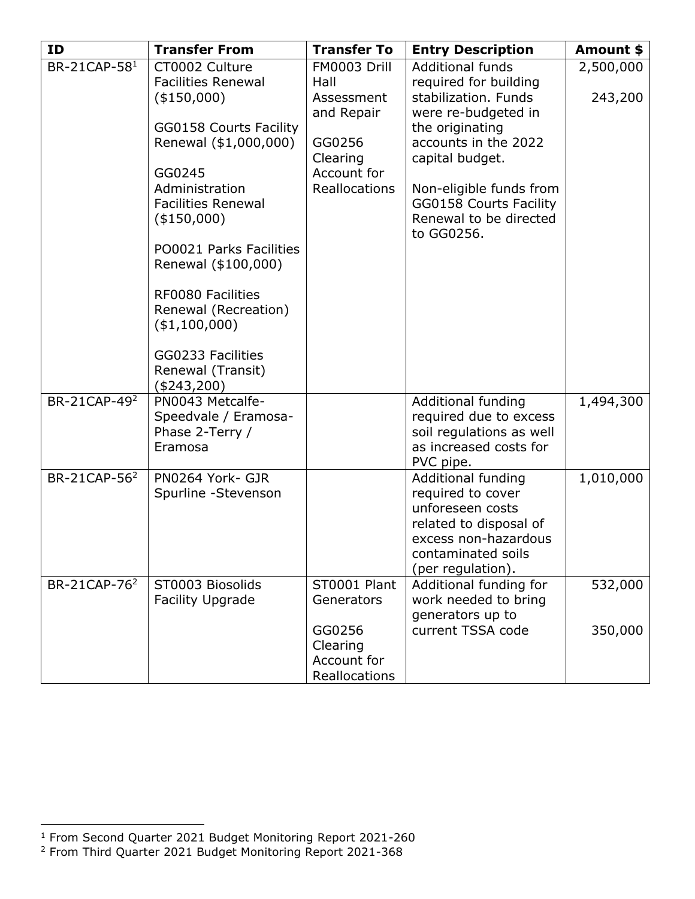| ID | Transfer From | Transfer To | Entry Description | Amount $ |
|---|---|---|---|---|
| BR-21CAP-58[1] | CT0002 Culture Facilities Renewal ($150,000)<br><br>GG0158 Courts Facility Renewal ($1,000,000)<br><br>GG0245 Administration Facilities Renewal ($150,000)<br><br>PO0021 Parks Facilities Renewal ($100,000)<br><br>RF0080 Facilities Renewal (Recreation) ($1,100,000)<br><br>GG0233 Facilities Renewal (Transit) ($243,200) | FM0003 Drill Hall Assessment and Repair<br><br>GG0256 Clearing Account for Reallocations | Additional funds required for building stabilization. Funds were re-budgeted in the originating accounts in the 2022 capital budget.<br><br>Non-eligible funds from GG0158 Courts Facility Renewal to be directed to GG0256. | 2,500,000<br><br>243,200 |
| BR-21CAP-49[2] | PN0043 Metcalfe-Speedvale / Eramosa-Phase 2-Terry / Eramosa | | Additional funding required due to excess soil regulations as well as increased costs for PVC pipe. | 1,494,300 |
| BR-21CAP-56[2] | PN0264 York- GJR Spurline -Stevenson | | Additional funding required to cover unforeseen costs related to disposal of excess non-hazardous contaminated soils (per regulation). | 1,010,000 |
| BR-21CAP-76[2] | ST0003 Biosolids Facility Upgrade | ST0001 Plant Generators<br><br>GG0256 Clearing Account for Reallocations | Additional funding for work needed to bring generators up to current TSSA code | 532,000<br><br>350,000 |

[1] From Second Quarter 2021 Budget Monitoring Report 2021-260

[2] From Third Quarter 2021 Budget Monitoring Report 2021-368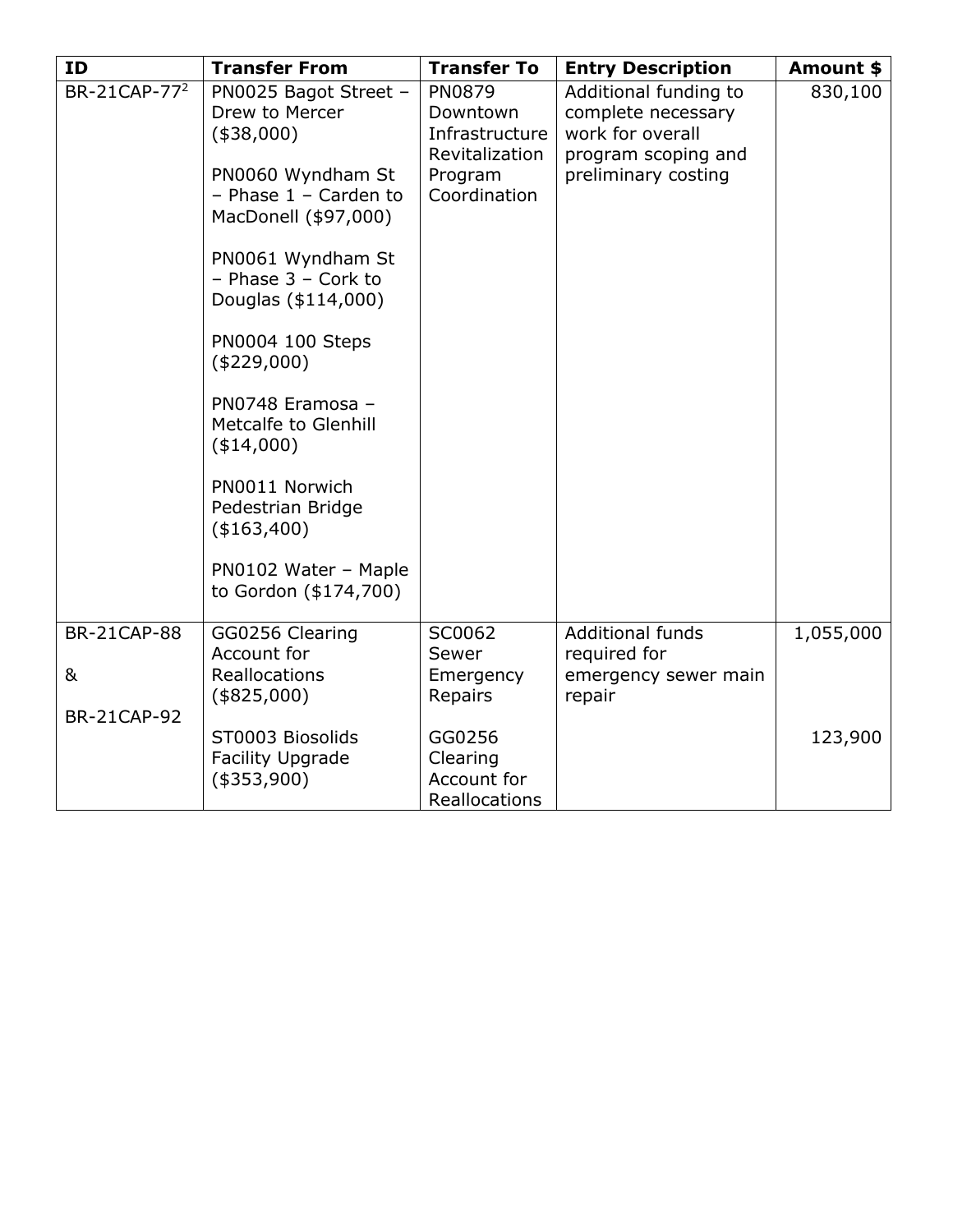| ID | Transfer From | Transfer To | Entry Description | Amount $ |
|---|---|---|---|---|
| BR-21CAP-77[2] | PN0025 Bagot Street – Drew to Mercer ($38,000)<br><br>PN0060 Wyndham St – Phase 1 – Carden to MacDonell ($97,000)<br><br>PN0061 Wyndham St – Phase 3 – Cork to Douglas ($114,000)<br><br>PN0004 100 Steps ($229,000)<br><br>PN0748 Eramosa – Metcalfe to Glenhill ($14,000)<br><br>PN0011 Norwich Pedestrian Bridge ($163,400)<br><br>PN0102 Water – Maple to Gordon ($174,700) | PN0879 Downtown Infrastructure Revitalization Program Coordination | Additional funding to complete necessary work for overall program scoping and preliminary costing | 830,100 |
| BR-21CAP-88<br><br>&<br><br>BR-21CAP-92 | GG0256 Clearing Account for Reallocations ($825,000) | SC0062 Sewer Emergency Repairs | Additional funds required for emergency sewer main repair | 1,055,000 |
| | ST0003 Biosolids Facility Upgrade ($353,900) | GG0256 Clearing Account for Reallocations | | 123,900 |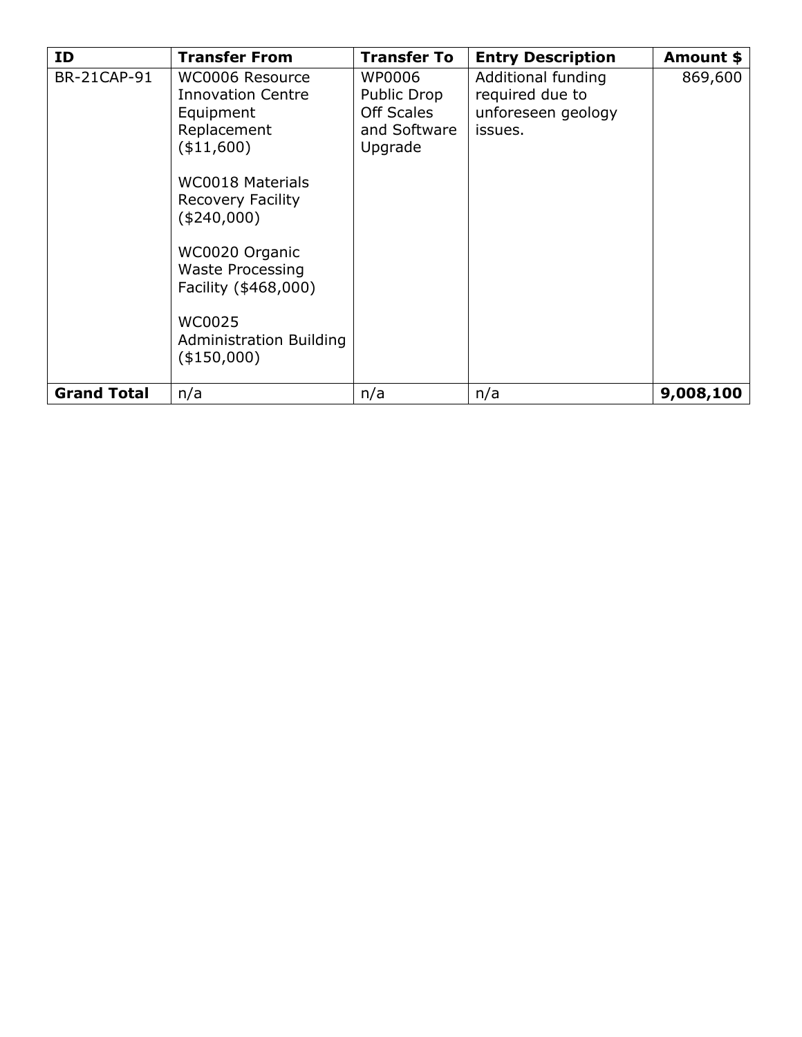| ID | Transfer From | Transfer To | Entry Description | Amount $ |
|---|---|---|---|---|
| BR-21CAP-91 | WC0006 Resource Innovation Centre Equipment Replacement ($11,600)<br><br>WC0018 Materials Recovery Facility ($240,000)<br><br>WC0020 Organic Waste Processing Facility ($468,000)<br><br>WC0025 Administration Building ($150,000) | WP0006 Public Drop Off Scales and Software Upgrade | Additional funding required due to unforeseen geology issues. | 869,600 |
| **Grand Total** | n/a | n/a | n/a | **9,008,100** |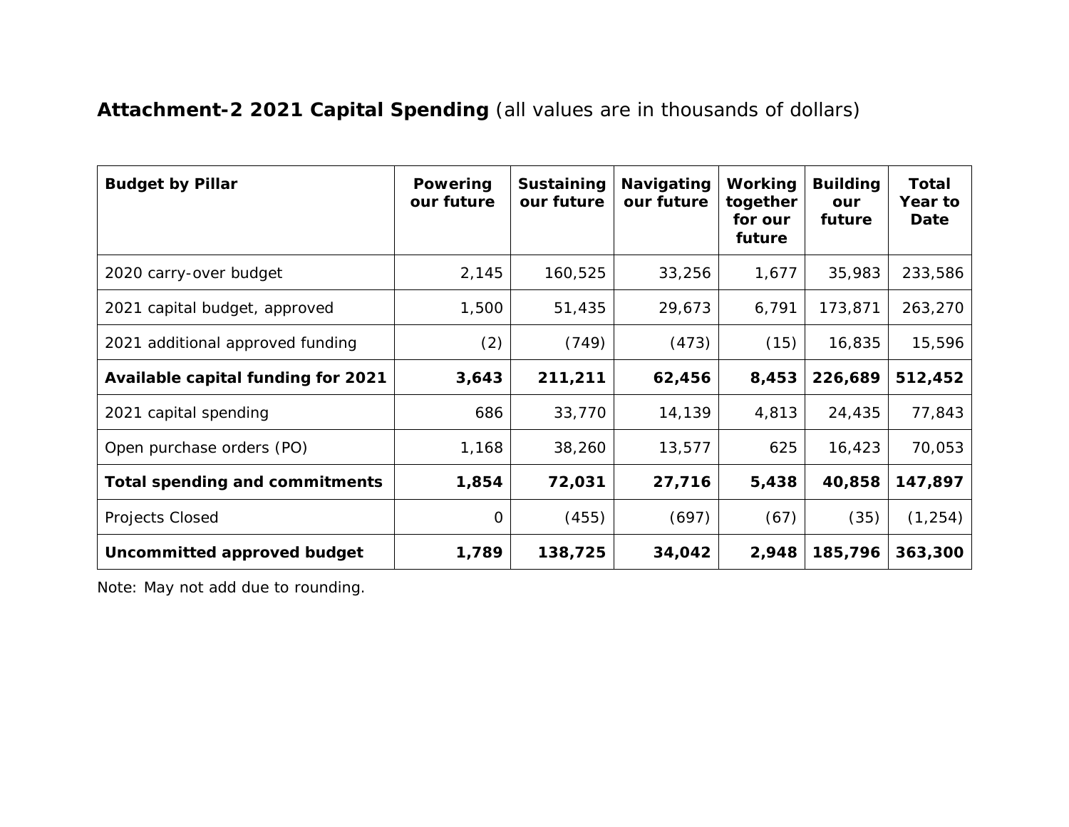**Attachment-2 2021 Capital Spending** (all values are in thousands of dollars)

| **Budget by Pillar** | **Powering our future** | **Sustaining our future** | **Navigating our future** | **Working together for our future** | **Building our future** | **Total Year to Date** |
|---|---|---|---|---|---|---|
| 2020 carry-over budget | 2,145 | 160,525 | 33,256 | 1,677 | 35,983 | 233,586 |
| 2021 capital budget, approved | 1,500 | 51,435 | 29,673 | 6,791 | 173,871 | 263,270 |
| 2021 additional approved funding | (2) | (749) | (473) | (15) | 16,835 | 15,596 |
| **Available capital funding for 2021** | **3,643** | **211,211** | **62,456** | **8,453** | **226,689** | **512,452** |
| 2021 capital spending | 686 | 33,770 | 14,139 | 4,813 | 24,435 | 77,843 |
| Open purchase orders (PO) | 1,168 | 38,260 | 13,577 | 625 | 16,423 | 70,053 |
| **Total spending and commitments** | **1,854** | **72,031** | **27,716** | **5,438** | **40,858** | **147,897** |
| Projects Closed | 0 | (455) | (697) | (67) | (35) | (1,254) |
| **Uncommitted approved budget** | **1,789** | **138,725** | **34,042** | **2,948** | **185,796** | **363,300** |

Note: May not add due to rounding.